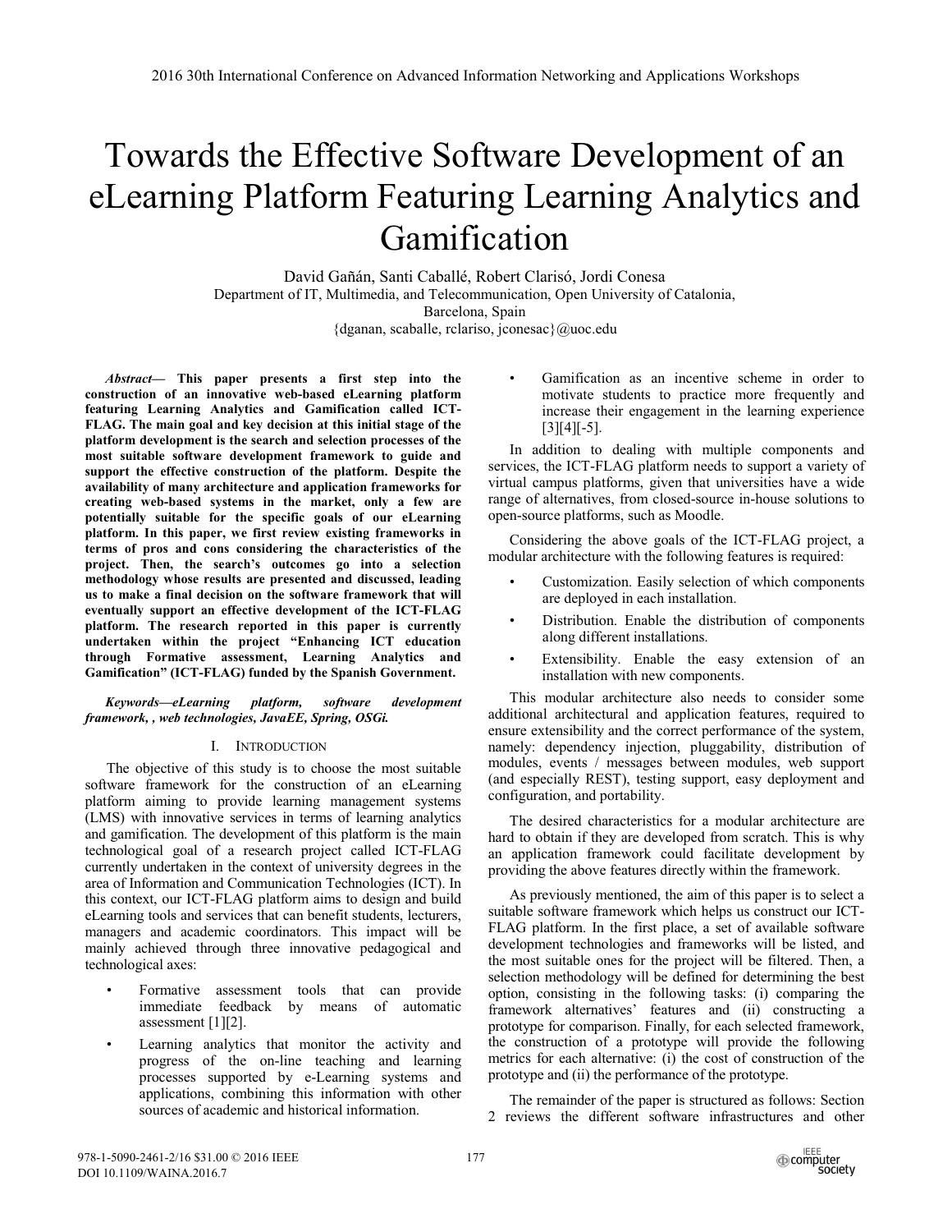# Towards the Effective Software Development of an eLearning Platform Featuring Learning Analytics and Gamification

David Gañán, Santi Caballé, Robert Clarisó, Jordi Conesa
Department of IT, Multimedia, and Telecommunication, Open University of Catalonia,
Barcelona, Spain
{dganan, scaballe, rclariso, jconesac}@uoc.edu

***Abstract*— This paper presents a first step into the construction of an innovative web-based eLearning platform featuring Learning Analytics and Gamification called ICT-FLAG. The main goal and key decision at this initial stage of the platform development is the search and selection processes of the most suitable software development framework to guide and support the effective construction of the platform. Despite the availability of many architecture and application frameworks for creating web-based systems in the market, only a few are potentially suitable for the specific goals of our eLearning platform. In this paper, we first review existing frameworks in terms of pros and cons considering the characteristics of the project. Then, the search's outcomes go into a selection methodology whose results are presented and discussed, leading us to make a final decision on the software framework that will eventually support an effective development of the ICT-FLAG platform. The research reported in this paper is currently undertaken within the project "Enhancing ICT education through Formative assessment, Learning Analytics and Gamification" (ICT-FLAG) funded by the Spanish Government.**

***Keywords—eLearning platform, software development framework, , web technologies, JavaEE, Spring, OSGi.***

## I. Introduction

The objective of this study is to choose the most suitable software framework for the construction of an eLearning platform aiming to provide learning management systems (LMS) with innovative services in terms of learning analytics and gamification. The development of this platform is the main technological goal of a research project called ICT-FLAG currently undertaken in the context of university degrees in the area of Information and Communication Technologies (ICT). In this context, our ICT-FLAG platform aims to design and build eLearning tools and services that can benefit students, lecturers, managers and academic coordinators. This impact will be mainly achieved through three innovative pedagogical and technological axes:

- Formative assessment tools that can provide immediate feedback by means of automatic assessment [1][2].
- Learning analytics that monitor the activity and progress of the on-line teaching and learning processes supported by e-Learning systems and applications, combining this information with other sources of academic and historical information.
- Gamification as an incentive scheme in order to motivate students to practice more frequently and increase their engagement in the learning experience [3][4][-5].

In addition to dealing with multiple components and services, the ICT-FLAG platform needs to support a variety of virtual campus platforms, given that universities have a wide range of alternatives, from closed-source in-house solutions to open-source platforms, such as Moodle.

Considering the above goals of the ICT-FLAG project, a modular architecture with the following features is required:

- Customization. Easily selection of which components are deployed in each installation.
- Distribution. Enable the distribution of components along different installations.
- Extensibility. Enable the easy extension of an installation with new components.

This modular architecture also needs to consider some additional architectural and application features, required to ensure extensibility and the correct performance of the system, namely: dependency injection, pluggability, distribution of modules, events / messages between modules, web support (and especially REST), testing support, easy deployment and configuration, and portability.

The desired characteristics for a modular architecture are hard to obtain if they are developed from scratch. This is why an application framework could facilitate development by providing the above features directly within the framework.

As previously mentioned, the aim of this paper is to select a suitable software framework which helps us construct our ICT-FLAG platform. In the first place, a set of available software development technologies and frameworks will be listed, and the most suitable ones for the project will be filtered. Then, a selection methodology will be defined for determining the best option, consisting in the following tasks: (i) comparing the framework alternatives' features and (ii) constructing a prototype for comparison. Finally, for each selected framework, the construction of a prototype will provide the following metrics for each alternative: (i) the cost of construction of the prototype and (ii) the performance of the prototype.

The remainder of the paper is structured as follows: Section 2 reviews the different software infrastructures and other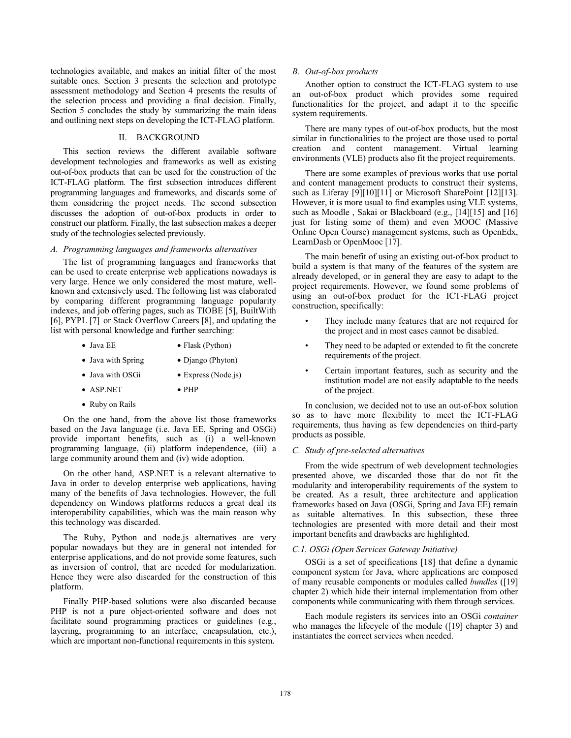technologies available, and makes an initial filter of the most suitable ones. Section 3 presents the selection and prototype assessment methodology and Section 4 presents the results of the selection process and providing a final decision. Finally, Section 5 concludes the study by summarizing the main ideas and outlining next steps on developing the ICT-FLAG platform.

## II. BACKGROUND

This section reviews the different available software development technologies and frameworks as well as existing out-of-box products that can be used for the construction of the ICT-FLAG platform. The first subsection introduces different programming languages and frameworks, and discards some of them considering the project needs. The second subsection discusses the adoption of out-of-box products in order to construct our platform. Finally, the last subsection makes a deeper study of the technologies selected previously.

### *A. Programming languages and frameworks alternatives*

The list of programming languages and frameworks that can be used to create enterprise web applications nowadays is very large. Hence we only considered the most mature, well-known and extensively used. The following list was elaborated by comparing different programming language popularity indexes, and job offering pages, such as TIOBE [5], BuiltWith [6], PYPL [7] or Stack Overflow Careers [8], and updating the list with personal knowledge and further searching:

- Java EE
- Java with Spring
- Java with OSGi
- ASP.NET
- Ruby on Rails
- Flask (Python)
- Django (Phyton)
- Express (Node.js)
- PHP

On the one hand, from the above list those frameworks based on the Java language (i.e. Java EE, Spring and OSGi) provide important benefits, such as (i) a well-known programming language, (ii) platform independence, (iii) a large community around them and (iv) wide adoption.

On the other hand, ASP.NET is a relevant alternative to Java in order to develop enterprise web applications, having many of the benefits of Java technologies. However, the full dependency on Windows platforms reduces a great deal its interoperability capabilities, which was the main reason why this technology was discarded.

The Ruby, Python and node.js alternatives are very popular nowadays but they are in general not intended for enterprise applications, and do not provide some features, such as inversion of control, that are needed for modularization. Hence they were also discarded for the construction of this platform.

Finally PHP-based solutions were also discarded because PHP is not a pure object-oriented software and does not facilitate sound programming practices or guidelines (e.g., layering, programming to an interface, encapsulation, etc.), which are important non-functional requirements in this system.

### *B. Out-of-box products*

Another option to construct the ICT-FLAG system to use an out-of-box product which provides some required functionalities for the project, and adapt it to the specific system requirements.

There are many types of out-of-box products, but the most similar in functionalities to the project are those used to portal creation and content management. Virtual learning environments (VLE) products also fit the project requirements.

There are some examples of previous works that use portal and content management products to construct their systems, such as Liferay [9][10][11] or Microsoft SharePoint [12][13]. However, it is more usual to find examples using VLE systems, such as Moodle , Sakai or Blackboard (e.g., [14][15] and [16] just for listing some of them) and even MOOC (Massive Online Open Course) management systems, such as OpenEdx, LearnDash or OpenMooc [17].

The main benefit of using an existing out-of-box product to build a system is that many of the features of the system are already developed, or in general they are easy to adapt to the project requirements. However, we found some problems of using an out-of-box product for the ICT-FLAG project construction, specifically:

- They include many features that are not required for the project and in most cases cannot be disabled.
- They need to be adapted or extended to fit the concrete requirements of the project.
- Certain important features, such as security and the institution model are not easily adaptable to the needs of the project.

In conclusion, we decided not to use an out-of-box solution so as to have more flexibility to meet the ICT-FLAG requirements, thus having as few dependencies on third-party products as possible.

### *C. Study of pre-selected alternatives*

From the wide spectrum of web development technologies presented above, we discarded those that do not fit the modularity and interoperability requirements of the system to be created. As a result, three architecture and application frameworks based on Java (OSGi, Spring and Java EE) remain as suitable alternatives. In this subsection, these three technologies are presented with more detail and their most important benefits and drawbacks are highlighted.

#### *C.1. OSGi (Open Services Gateway Initiative)*

OSGi is a set of specifications [18] that define a dynamic component system for Java, where applications are composed of many reusable components or modules called *bundles* ([19] chapter 2) which hide their internal implementation from other components while communicating with them through services.

Each module registers its services into an OSGi *container* who manages the lifecycle of the module ([19] chapter 3) and instantiates the correct services when needed.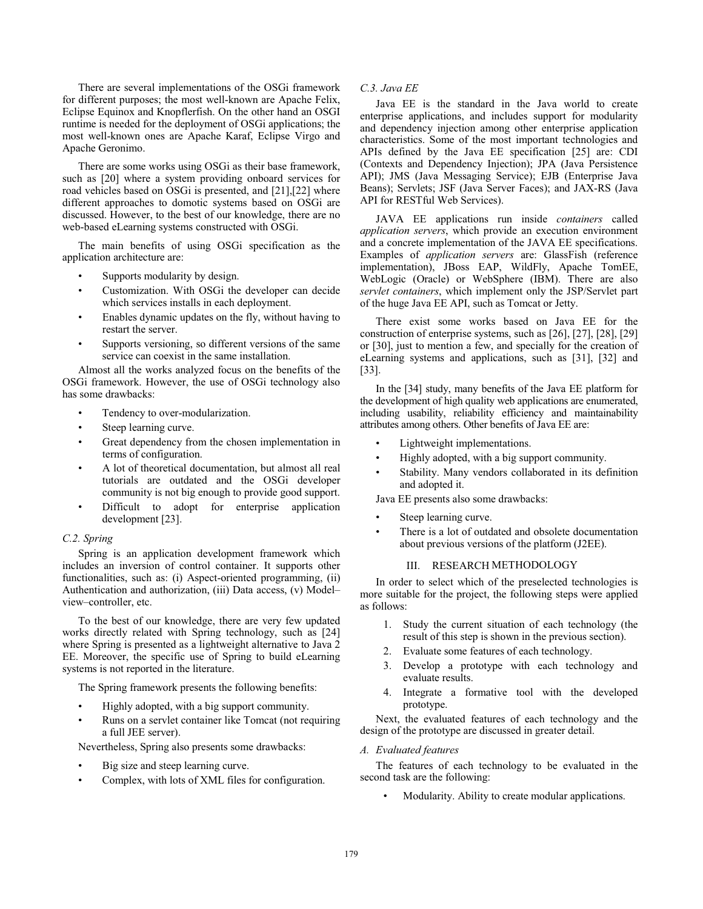There are several implementations of the OSGi framework for different purposes; the most well-known are Apache Felix, Eclipse Equinox and Knopflerfish. On the other hand an OSGI runtime is needed for the deployment of OSGi applications; the most well-known ones are Apache Karaf, Eclipse Virgo and Apache Geronimo.

There are some works using OSGi as their base framework, such as [20] where a system providing onboard services for road vehicles based on OSGi is presented, and [21],[22] where different approaches to domotic systems based on OSGi are discussed. However, to the best of our knowledge, there are no web-based eLearning systems constructed with OSGi.

The main benefits of using OSGi specification as the application architecture are:

- Supports modularity by design.
- Customization. With OSGi the developer can decide which services installs in each deployment.
- Enables dynamic updates on the fly, without having to restart the server.
- Supports versioning, so different versions of the same service can coexist in the same installation.

Almost all the works analyzed focus on the benefits of the OSGi framework. However, the use of OSGi technology also has some drawbacks:

- Tendency to over-modularization.
- Steep learning curve.
- Great dependency from the chosen implementation in terms of configuration.
- A lot of theoretical documentation, but almost all real tutorials are outdated and the OSGi developer community is not big enough to provide good support.
- Difficult to adopt for enterprise application development [23].

### *C.2. Spring*

Spring is an application development framework which includes an inversion of control container. It supports other functionalities, such as: (i) Aspect-oriented programming, (ii) Authentication and authorization, (iii) Data access, (v) Model–view–controller, etc.

To the best of our knowledge, there are very few updated works directly related with Spring technology, such as [24] where Spring is presented as a lightweight alternative to Java 2 EE. Moreover, the specific use of Spring to build eLearning systems is not reported in the literature.

The Spring framework presents the following benefits:

- Highly adopted, with a big support community.
- Runs on a servlet container like Tomcat (not requiring a full JEE server).

Nevertheless, Spring also presents some drawbacks:

- Big size and steep learning curve.
- Complex, with lots of XML files for configuration.

### *C.3. Java EE*

Java EE is the standard in the Java world to create enterprise applications, and includes support for modularity and dependency injection among other enterprise application characteristics. Some of the most important technologies and APIs defined by the Java EE specification [25] are: CDI (Contexts and Dependency Injection); JPA (Java Persistence API); JMS (Java Messaging Service); EJB (Enterprise Java Beans); Servlets; JSF (Java Server Faces); and JAX-RS (Java API for RESTful Web Services).

JAVA EE applications run inside *containers* called *application servers*, which provide an execution environment and a concrete implementation of the JAVA EE specifications. Examples of *application servers* are: GlassFish (reference implementation), JBoss EAP, WildFly, Apache TomEE, WebLogic (Oracle) or WebSphere (IBM). There are also *servlet containers*, which implement only the JSP/Servlet part of the huge Java EE API, such as Tomcat or Jetty.

There exist some works based on Java EE for the construction of enterprise systems, such as [26], [27], [28], [29] or [30], just to mention a few, and specially for the creation of eLearning systems and applications, such as [31], [32] and [33].

In the [34] study, many benefits of the Java EE platform for the development of high quality web applications are enumerated, including usability, reliability efficiency and maintainability attributes among others. Other benefits of Java EE are:

- Lightweight implementations.
- Highly adopted, with a big support community.
- Stability. Many vendors collaborated in its definition and adopted it.

Java EE presents also some drawbacks:

- Steep learning curve.
- There is a lot of outdated and obsolete documentation about previous versions of the platform (J2EE).

## III. RESEARCH METHODOLOGY

In order to select which of the preselected technologies is more suitable for the project, the following steps were applied as follows:

1. Study the current situation of each technology (the result of this step is shown in the previous section).
2. Evaluate some features of each technology.
3. Develop a prototype with each technology and evaluate results.
4. Integrate a formative tool with the developed prototype.

Next, the evaluated features of each technology and the design of the prototype are discussed in greater detail.

### *A. Evaluated features*

The features of each technology to be evaluated in the second task are the following:

- Modularity. Ability to create modular applications.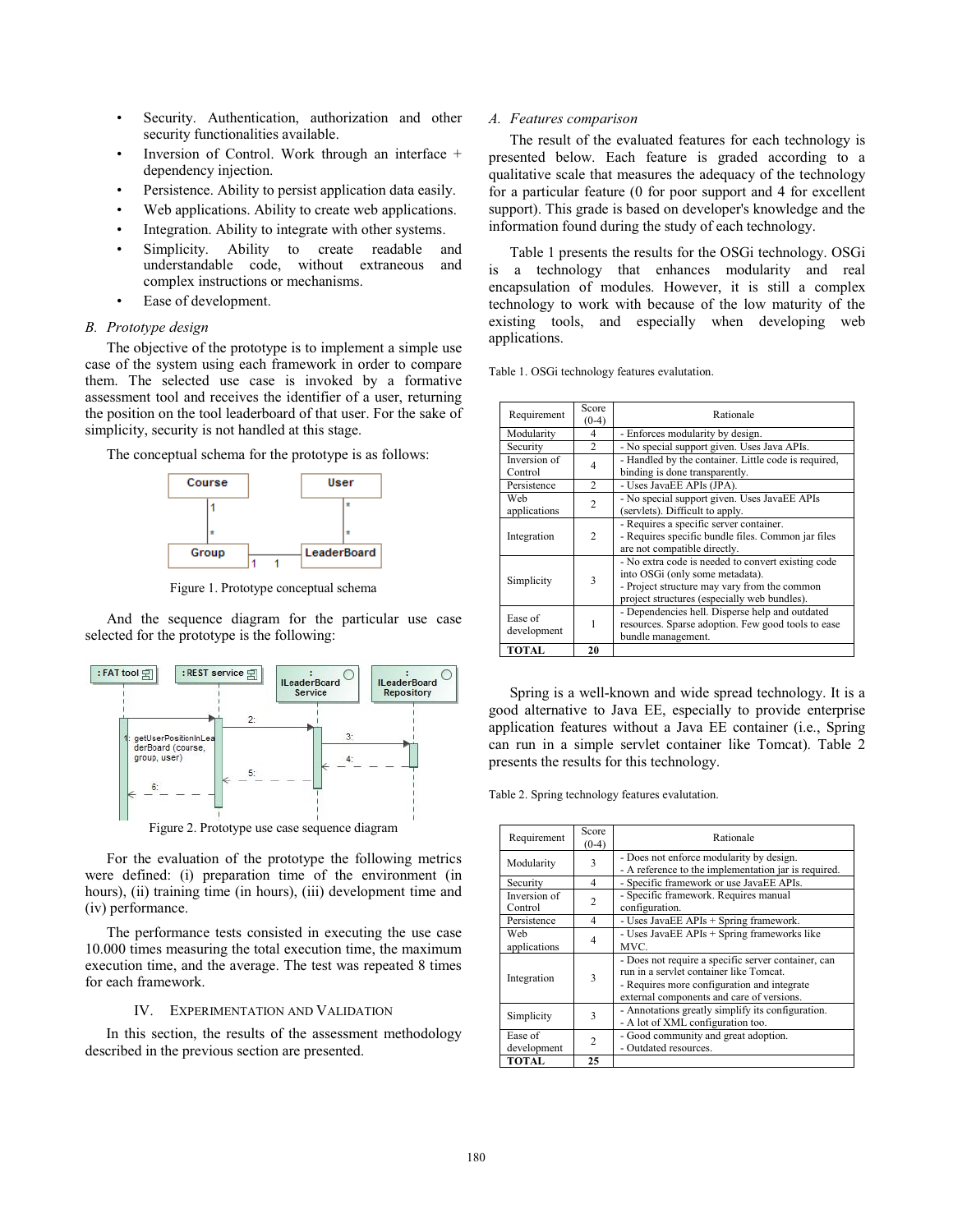- Security. Authentication, authorization and other security functionalities available.
- Inversion of Control. Work through an interface + dependency injection.
- Persistence. Ability to persist application data easily.
- Web applications. Ability to create web applications.
- Integration. Ability to integrate with other systems.
- Simplicity. Ability to create readable and understandable code, without extraneous and complex instructions or mechanisms.
- Ease of development.

### B. Prototype design

The objective of the prototype is to implement a simple use case of the system using each framework in order to compare them. The selected use case is invoked by a formative assessment tool and receives the identifier of a user, returning the position on the tool leaderboard of that user. For the sake of simplicity, security is not handled at this stage.

The conceptual schema for the prototype is as follows:

Figure 1. Prototype conceptual schema

And the sequence diagram for the particular use case selected for the prototype is the following:

Figure 2. Prototype use case sequence diagram

For the evaluation of the prototype the following metrics were defined: (i) preparation time of the environment (in hours), (ii) training time (in hours), (iii) development time and (iv) performance.

The performance tests consisted in executing the use case 10.000 times measuring the total execution time, the maximum execution time, and the average. The test was repeated 8 times for each framework.

## IV. Experimentation and Validation

In this section, the results of the assessment methodology described in the previous section are presented.

### A. Features comparison

The result of the evaluated features for each technology is presented below. Each feature is graded according to a qualitative scale that measures the adequacy of the technology for a particular feature (0 for poor support and 4 for excellent support). This grade is based on developer's knowledge and the information found during the study of each technology.

Table 1 presents the results for the OSGi technology. OSGi is a technology that enhances modularity and real encapsulation of modules. However, it is still a complex technology to work with because of the low maturity of the existing tools, and especially when developing web applications.

Table 1. OSGi technology features evalutation.

| Requirement | Score (0-4) | Rationale |
|---|---|---|
| Modularity | 4 | - Enforces modularity by design. |
| Security | 2 | - No special support given. Uses Java APIs. |
| Inversion of Control | 4 | - Handled by the container. Little code is required, binding is done transparently. |
| Persistence | 2 | - Uses JavaEE APIs (JPA). |
| Web applications | 2 | - No special support given. Uses JavaEE APIs (servlets). Difficult to apply. |
| Integration | 2 | - Requires a specific server container.<br>- Requires specific bundle files. Common jar files are not compatible directly. |
| Simplicity | 3 | - No extra code is needed to convert existing code into OSGi (only some metadata).<br>- Project structure may vary from the common project structures (especially web bundles). |
| Ease of development | 1 | - Dependencies hell. Disperse help and outdated resources. Sparse adoption. Few good tools to ease bundle management. |
| **TOTAL** | **20** | |

Spring is a well-known and wide spread technology. It is a good alternative to Java EE, especially to provide enterprise application features without a Java EE container (i.e., Spring can run in a simple servlet container like Tomcat). Table 2 presents the results for this technology.

Table 2. Spring technology features evalutation.

| Requirement | Score (0-4) | Rationale |
|---|---|---|
| Modularity | 3 | - Does not enforce modularity by design.<br>- A reference to the implementation jar is required. |
| Security | 4 | - Specific framework or use JavaEE APIs. |
| Inversion of Control | 2 | - Specific framework. Requires manual configuration. |
| Persistence | 4 | - Uses JavaEE APIs + Spring framework. |
| Web applications | 4 | - Uses JavaEE APIs + Spring frameworks like MVC. |
| Integration | 3 | - Does not require a specific server container, can run in a servlet container like Tomcat.<br>- Requires more configuration and integrate external components and care of versions. |
| Simplicity | 3 | - Annotations greatly simplify its configuration.<br>- A lot of XML configuration too. |
| Ease of development | 2 | - Good community and great adoption.<br>- Outdated resources. |
| **TOTAL** | **25** | |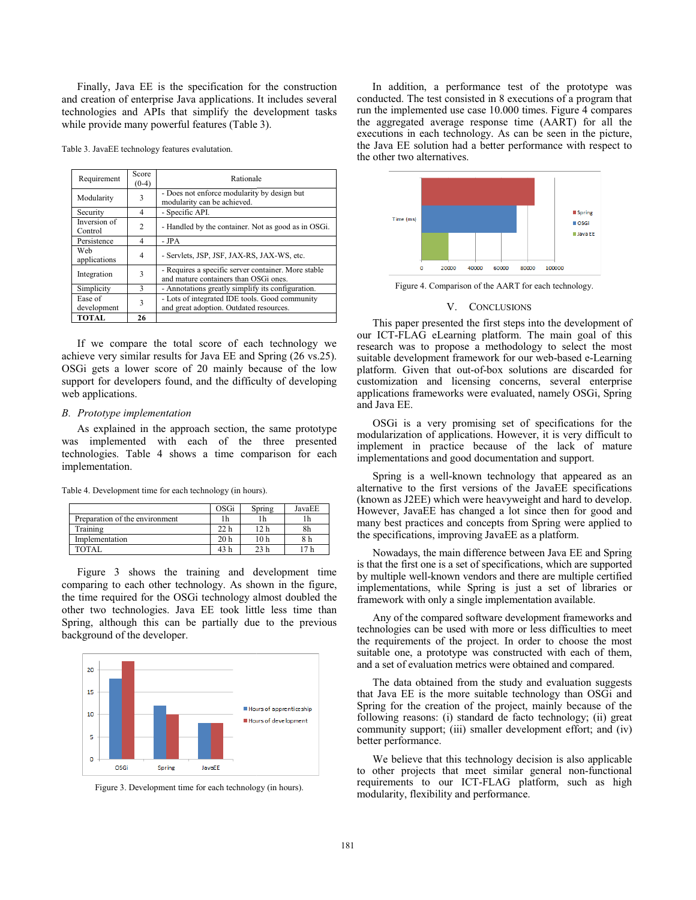Finally, Java EE is the specification for the construction and creation of enterprise Java applications. It includes several technologies and APIs that simplify the development tasks while provide many powerful features (Table 3).

Table 3. JavaEE technology features evalutation.

| Requirement | Score (0-4) | Rationale |
|---|---|---|
| Modularity | 3 | - Does not enforce modularity by design but modularity can be achieved. |
| Security | 4 | - Specific API. |
| Inversion of Control | 2 | - Handled by the container. Not as good as in OSGi. |
| Persistence | 4 | - JPA |
| Web applications | 4 | - Servlets, JSP, JSF, JAX-RS, JAX-WS, etc. |
| Integration | 3 | - Requires a specific server container. More stable and mature containers than OSGi ones. |
| Simplicity | 3 | - Annotations greatly simplify its configuration. |
| Ease of development | 3 | - Lots of integrated IDE tools. Good community and great adoption. Outdated resources. |
| **TOTAL** | **26** | |

If we compare the total score of each technology we achieve very similar results for Java EE and Spring (26 vs.25). OSGi gets a lower score of 20 mainly because of the low support for developers found, and the difficulty of developing web applications.

### *B. Prototype implementation*

As explained in the approach section, the same prototype was implemented with each of the three presented technologies. Table 4 shows a time comparison for each implementation.

Table 4. Development time for each technology (in hours).

| | OSGi | Spring | JavaEE |
|---|---|---|---|
| Preparation of the environment | 1h | 1h | 1h |
| Training | 22 h | 12 h | 8h |
| Implementation | 20 h | 10 h | 8 h |
| TOTAL | 43 h | 23 h | 17 h |

Figure 3 shows the training and development time comparing to each other technology. As shown in the figure, the time required for the OSGi technology almost doubled the other two technologies. Java EE took little less time than Spring, although this can be partially due to the previous background of the developer.

Figure 3. Development time for each technology (in hours).

In addition, a performance test of the prototype was conducted. The test consisted in 8 executions of a program that run the implemented use case 10.000 times. Figure 4 compares the aggregated average response time (AART) for all the executions in each technology. As can be seen in the picture, the Java EE solution had a better performance with respect to the other two alternatives.

Figure 4. Comparison of the AART for each technology.

## V. Conclusions

This paper presented the first steps into the development of our ICT-FLAG eLearning platform. The main goal of this research was to propose a methodology to select the most suitable development framework for our web-based e-Learning platform. Given that out-of-box solutions are discarded for customization and licensing concerns, several enterprise applications frameworks were evaluated, namely OSGi, Spring and Java EE.

OSGi is a very promising set of specifications for the modularization of applications. However, it is very difficult to implement in practice because of the lack of mature implementations and good documentation and support.

Spring is a well-known technology that appeared as an alternative to the first versions of the JavaEE specifications (known as J2EE) which were heavyweight and hard to develop. However, JavaEE has changed a lot since then for good and many best practices and concepts from Spring were applied to the specifications, improving JavaEE as a platform.

Nowadays, the main difference between Java EE and Spring is that the first one is a set of specifications, which are supported by multiple well-known vendors and there are multiple certified implementations, while Spring is just a set of libraries or framework with only a single implementation available.

Any of the compared software development frameworks and technologies can be used with more or less difficulties to meet the requirements of the project. In order to choose the most suitable one, a prototype was constructed with each of them, and a set of evaluation metrics were obtained and compared.

The data obtained from the study and evaluation suggests that Java EE is the more suitable technology than OSGi and Spring for the creation of the project, mainly because of the following reasons: (i) standard de facto technology; (ii) great community support; (iii) smaller development effort; and (iv) better performance.

We believe that this technology decision is also applicable to other projects that meet similar general non-functional requirements to our ICT-FLAG platform, such as high modularity, flexibility and performance.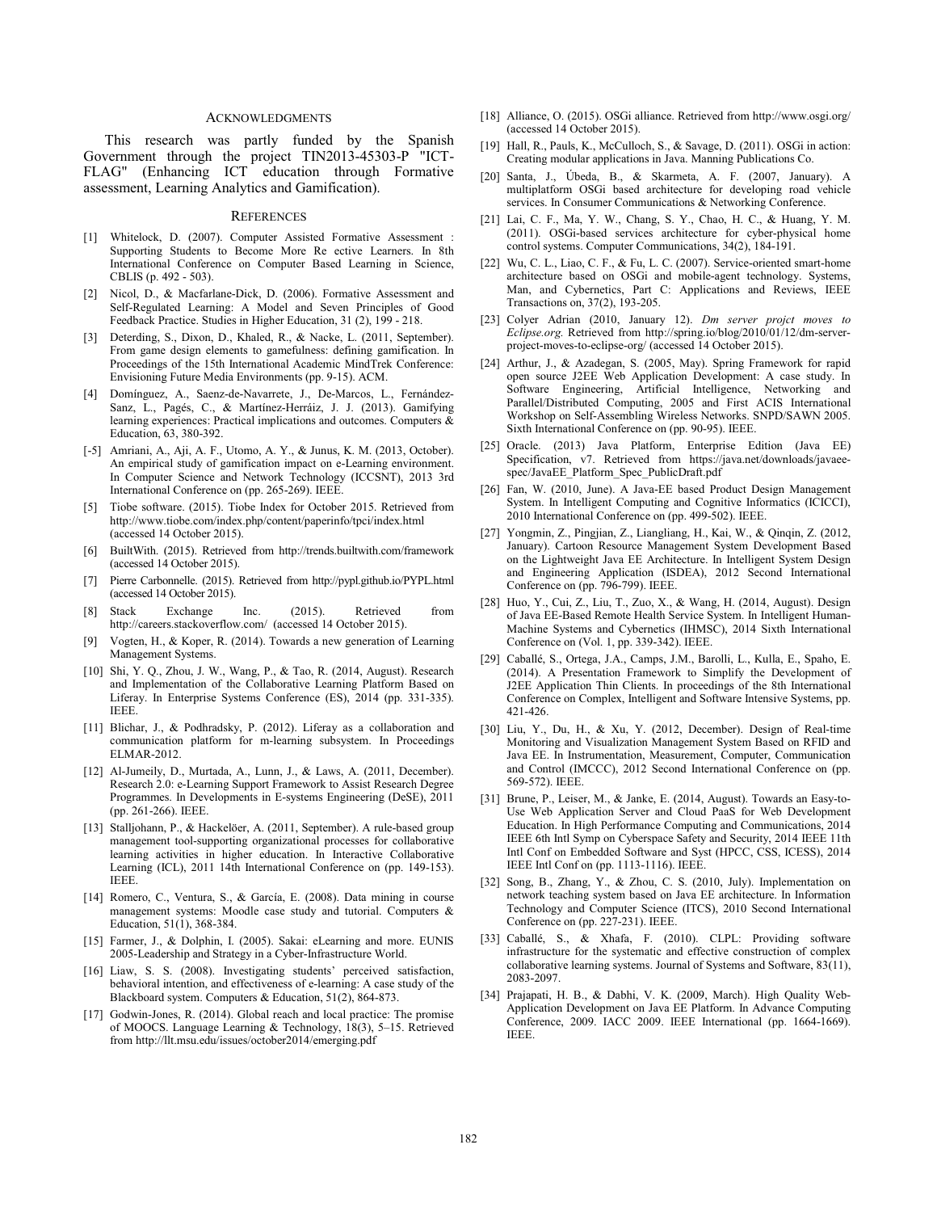## ACKNOWLEDGMENTS

This research was partly funded by the Spanish Government through the project TIN2013-45303-P "ICT-FLAG" (Enhancing ICT education through Formative assessment, Learning Analytics and Gamification).

## REFERENCES

[1] Whitelock, D. (2007). Computer Assisted Formative Assessment : Supporting Students to Become More Re ective Learners. In 8th International Conference on Computer Based Learning in Science, CBLIS (p. 492 - 503).

[2] Nicol, D., & Macfarlane-Dick, D. (2006). Formative Assessment and Self-Regulated Learning: A Model and Seven Principles of Good Feedback Practice. Studies in Higher Education, 31 (2), 199 - 218.

[3] Deterding, S., Dixon, D., Khaled, R., & Nacke, L. (2011, September). From game design elements to gamefulness: defining gamification. In Proceedings of the 15th International Academic MindTrek Conference: Envisioning Future Media Environments (pp. 9-15). ACM.

[4] Domínguez, A., Saenz-de-Navarrete, J., De-Marcos, L., Fernández-Sanz, L., Pagés, C., & Martínez-Herráiz, J. J. (2013). Gamifying learning experiences: Practical implications and outcomes. Computers & Education, 63, 380-392.

[-5] Amriani, A., Aji, A. F., Utomo, A. Y., & Junus, K. M. (2013, October). An empirical study of gamification impact on e-Learning environment. In Computer Science and Network Technology (ICCSNT), 2013 3rd International Conference on (pp. 265-269). IEEE.

[5] Tiobe software. (2015). Tiobe Index for October 2015. Retrieved from http://www.tiobe.com/index.php/content/paperinfo/tpci/index.html (accessed 14 October 2015).

[6] BuiltWith. (2015). Retrieved from http://trends.builtwith.com/framework (accessed 14 October 2015).

[7] Pierre Carbonnelle. (2015). Retrieved from http://pypl.github.io/PYPL.html (accessed 14 October 2015).

[8] Stack Exchange Inc. (2015). Retrieved from http://careers.stackoverflow.com/ (accessed 14 October 2015).

[9] Vogten, H., & Koper, R. (2014). Towards a new generation of Learning Management Systems.

[10] Shi, Y. Q., Zhou, J. W., Wang, P., & Tao, R. (2014, August). Research and Implementation of the Collaborative Learning Platform Based on Liferay. In Enterprise Systems Conference (ES), 2014 (pp. 331-335). IEEE.

[11] Blichar, J., & Podhradsky, P. (2012). Liferay as a collaboration and communication platform for m-learning subsystem. In Proceedings ELMAR-2012.

[12] Al-Jumeily, D., Murtada, A., Lunn, J., & Laws, A. (2011, December). Research 2.0: e-Learning Support Framework to Assist Research Degree Programmes. In Developments in E-systems Engineering (DeSE), 2011 (pp. 261-266). IEEE.

[13] Stalljohann, P., & Hackelöer, A. (2011, September). A rule-based group management tool-supporting organizational processes for collaborative learning activities in higher education. In Interactive Collaborative Learning (ICL), 2011 14th International Conference on (pp. 149-153). IEEE.

[14] Romero, C., Ventura, S., & García, E. (2008). Data mining in course management systems: Moodle case study and tutorial. Computers & Education, 51(1), 368-384.

[15] Farmer, J., & Dolphin, I. (2005). Sakai: eLearning and more. EUNIS 2005-Leadership and Strategy in a Cyber-Infrastructure World.

[16] Liaw, S. S. (2008). Investigating students' perceived satisfaction, behavioral intention, and effectiveness of e-learning: A case study of the Blackboard system. Computers & Education, 51(2), 864-873.

[17] Godwin-Jones, R. (2014). Global reach and local practice: The promise of MOOCS. Language Learning & Technology, 18(3), 5–15. Retrieved from http://llt.msu.edu/issues/october2014/emerging.pdf

[18] Alliance, O. (2015). OSGi alliance. Retrieved from http://www.osgi.org/ (accessed 14 October 2015).

[19] Hall, R., Pauls, K., McCulloch, S., & Savage, D. (2011). OSGi in action: Creating modular applications in Java. Manning Publications Co.

[20] Santa, J., Úbeda, B., & Skarmeta, A. F. (2007, January). A multiplatform OSGi based architecture for developing road vehicle services. In Consumer Communications & Networking Conference.

[21] Lai, C. F., Ma, Y. W., Chang, S. Y., Chao, H. C., & Huang, Y. M. (2011). OSGi-based services architecture for cyber-physical home control systems. Computer Communications, 34(2), 184-191.

[22] Wu, C. L., Liao, C. F., & Fu, L. C. (2007). Service-oriented smart-home architecture based on OSGi and mobile-agent technology. Systems, Man, and Cybernetics, Part C: Applications and Reviews, IEEE Transactions on, 37(2), 193-205.

[23] Colyer Adrian (2010, January 12). *Dm server projct moves to Eclipse.org.* Retrieved from http://spring.io/blog/2010/01/12/dm-server-project-moves-to-eclipse-org/ (accessed 14 October 2015).

[24] Arthur, J., & Azadegan, S. (2005, May). Spring Framework for rapid open source J2EE Web Application Development: A case study. In Software Engineering, Artificial Intelligence, Networking and Parallel/Distributed Computing, 2005 and First ACIS International Workshop on Self-Assembling Wireless Networks. SNPD/SAWN 2005. Sixth International Conference on (pp. 90-95). IEEE.

[25] Oracle. (2013) Java Platform, Enterprise Edition (Java EE) Specification, v7. Retrieved from https://java.net/downloads/javaee-spec/JavaEE_Platform_Spec_PublicDraft.pdf

[26] Fan, W. (2010, June). A Java-EE based Product Design Management System. In Intelligent Computing and Cognitive Informatics (ICICCI), 2010 International Conference on (pp. 499-502). IEEE.

[27] Yongmin, Z., Pingjian, Z., Liangliang, H., Kai, W., & Qinqin, Z. (2012, January). Cartoon Resource Management System Development Based on the Lightweight Java EE Architecture. In Intelligent System Design and Engineering Application (ISDEA), 2012 Second International Conference on (pp. 796-799). IEEE.

[28] Huo, Y., Cui, Z., Liu, T., Zuo, X., & Wang, H. (2014, August). Design of Java EE-Based Remote Health Service System. In Intelligent Human-Machine Systems and Cybernetics (IHMSC), 2014 Sixth International Conference on (Vol. 1, pp. 339-342). IEEE.

[29] Caballé, S., Ortega, J.A., Camps, J.M., Barolli, L., Kulla, E., Spaho, E. (2014). A Presentation Framework to Simplify the Development of J2EE Application Thin Clients. In proceedings of the 8th International Conference on Complex, Intelligent and Software Intensive Systems, pp. 421-426.

[30] Liu, Y., Du, H., & Xu, Y. (2012, December). Design of Real-time Monitoring and Visualization Management System Based on RFID and Java EE. In Instrumentation, Measurement, Computer, Communication and Control (IMCCC), 2012 Second International Conference on (pp. 569-572). IEEE.

[31] Brune, P., Leiser, M., & Janke, E. (2014, August). Towards an Easy-to-Use Web Application Server and Cloud PaaS for Web Development Education. In High Performance Computing and Communications, 2014 IEEE 6th Intl Symp on Cyberspace Safety and Security, 2014 IEEE 11th Intl Conf on Embedded Software and Syst (HPCC, CSS, ICESS), 2014 IEEE Intl Conf on (pp. 1113-1116). IEEE.

[32] Song, B., Zhang, Y., & Zhou, C. S. (2010, July). Implementation on network teaching system based on Java EE architecture. In Information Technology and Computer Science (ITCS), 2010 Second International Conference on (pp. 227-231). IEEE.

[33] Caballé, S., & Xhafa, F. (2010). CLPL: Providing software infrastructure for the systematic and effective construction of complex collaborative learning systems. Journal of Systems and Software, 83(11), 2083-2097.

[34] Prajapati, H. B., & Dabhi, V. K. (2009, March). High Quality Web-Application Development on Java EE Platform. In Advance Computing Conference, 2009. IACC 2009. IEEE International (pp. 1664-1669). IEEE.